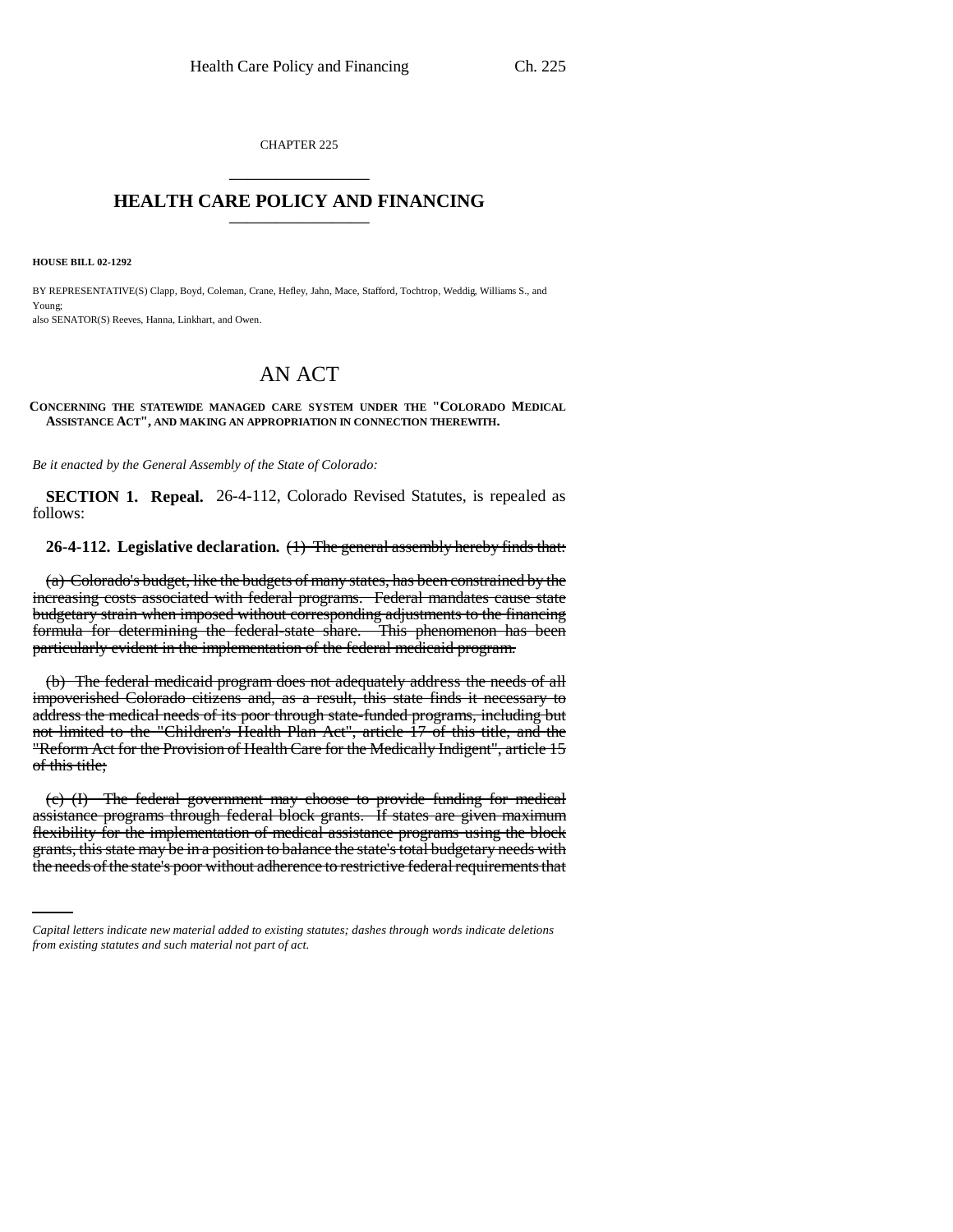CHAPTER 225

# HEALTH CARE POLICY AND FINANCING

**HOUSE BILL 02-1292**

BY REPRESENTATIVE(S) Clapp, Boyd, Coleman, Crane, Hefley, Jahn, Mace, Stafford, Tochtrop, Weddig, Williams S., and Young;
also SENATOR(S) Reeves, Hanna, Linkhart, and Owen.

## AN ACT

**CONCERNING THE STATEWIDE MANAGED CARE SYSTEM UNDER THE "COLORADO MEDICAL ASSISTANCE ACT", AND MAKING AN APPROPRIATION IN CONNECTION THEREWITH.**

*Be it enacted by the General Assembly of the State of Colorado:*

**SECTION 1. Repeal.** 26-4-112, Colorado Revised Statutes, is repealed as follows:

**26-4-112. Legislative declaration.** ~~(1) The general assembly hereby finds that:~~

~~(a) Colorado's budget, like the budgets of many states, has been constrained by the increasing costs associated with federal programs. Federal mandates cause state budgetary strain when imposed without corresponding adjustments to the financing formula for determining the federal-state share. This phenomenon has been particularly evident in the implementation of the federal medicaid program.~~

~~(b) The federal medicaid program does not adequately address the needs of all impoverished Colorado citizens and, as a result, this state finds it necessary to address the medical needs of its poor through state-funded programs, including but not limited to the "Children's Health Plan Act", article 17 of this title, and the "Reform Act for the Provision of Health Care for the Medically Indigent", article 15 of this title;~~

~~(c) (I) The federal government may choose to provide funding for medical assistance programs through federal block grants. If states are given maximum flexibility for the implementation of medical assistance programs using the block grants, this state may be in a position to balance the state's total budgetary needs with the needs of the state's poor without adherence to restrictive federal requirements that~~

*Capital letters indicate new material added to existing statutes; dashes through words indicate deletions from existing statutes and such material not part of act.*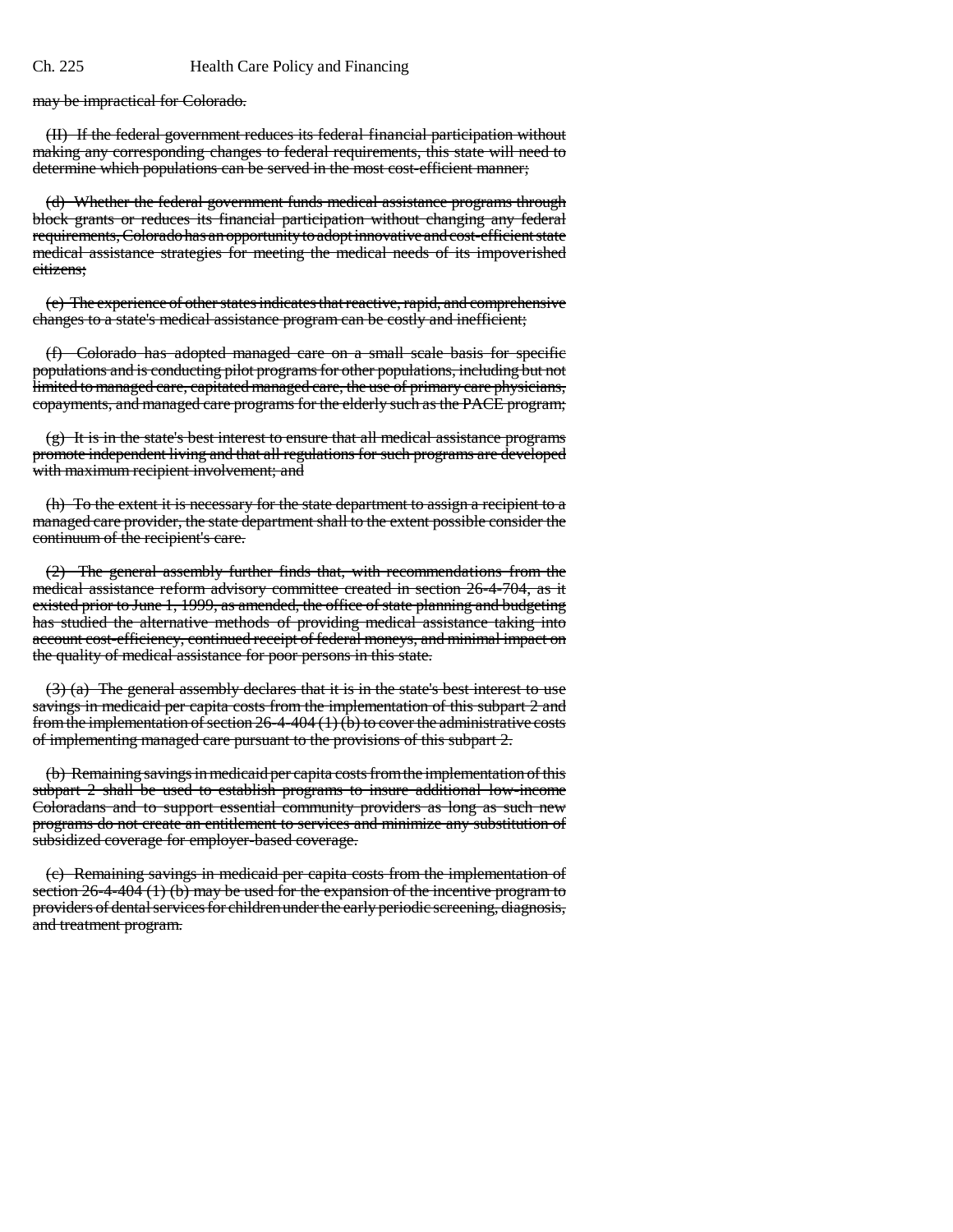may be impractical for Colorado.

(II) If the federal government reduces its federal financial participation without making any corresponding changes to federal requirements, this state will need to determine which populations can be served in the most cost-efficient manner;

(d) Whether the federal government funds medical assistance programs through block grants or reduces its financial participation without changing any federal requirements, Colorado has an opportunity to adopt innovative and cost-efficient state medical assistance strategies for meeting the medical needs of its impoverished citizens;

(e) The experience of other states indicates that reactive, rapid, and comprehensive changes to a state's medical assistance program can be costly and inefficient;

(f) Colorado has adopted managed care on a small scale basis for specific populations and is conducting pilot programs for other populations, including but not limited to managed care, capitated managed care, the use of primary care physicians, copayments, and managed care programs for the elderly such as the PACE program;

(g) It is in the state's best interest to ensure that all medical assistance programs promote independent living and that all regulations for such programs are developed with maximum recipient involvement; and

(h) To the extent it is necessary for the state department to assign a recipient to a managed care provider, the state department shall to the extent possible consider the continuum of the recipient's care.

(2) The general assembly further finds that, with recommendations from the medical assistance reform advisory committee created in section 26-4-704, as it existed prior to June 1, 1999, as amended, the office of state planning and budgeting has studied the alternative methods of providing medical assistance taking into account cost-efficiency, continued receipt of federal moneys, and minimal impact on the quality of medical assistance for poor persons in this state.

(3) (a) The general assembly declares that it is in the state's best interest to use savings in medicaid per capita costs from the implementation of this subpart 2 and from the implementation of section 26-4-404 (1) (b) to cover the administrative costs of implementing managed care pursuant to the provisions of this subpart 2.

(b) Remaining savings in medicaid per capita costs from the implementation of this subpart 2 shall be used to establish programs to insure additional low-income Coloradans and to support essential community providers as long as such new programs do not create an entitlement to services and minimize any substitution of subsidized coverage for employer-based coverage.

(c) Remaining savings in medicaid per capita costs from the implementation of section 26-4-404 (1) (b) may be used for the expansion of the incentive program to providers of dental services for children under the early periodic screening, diagnosis, and treatment program.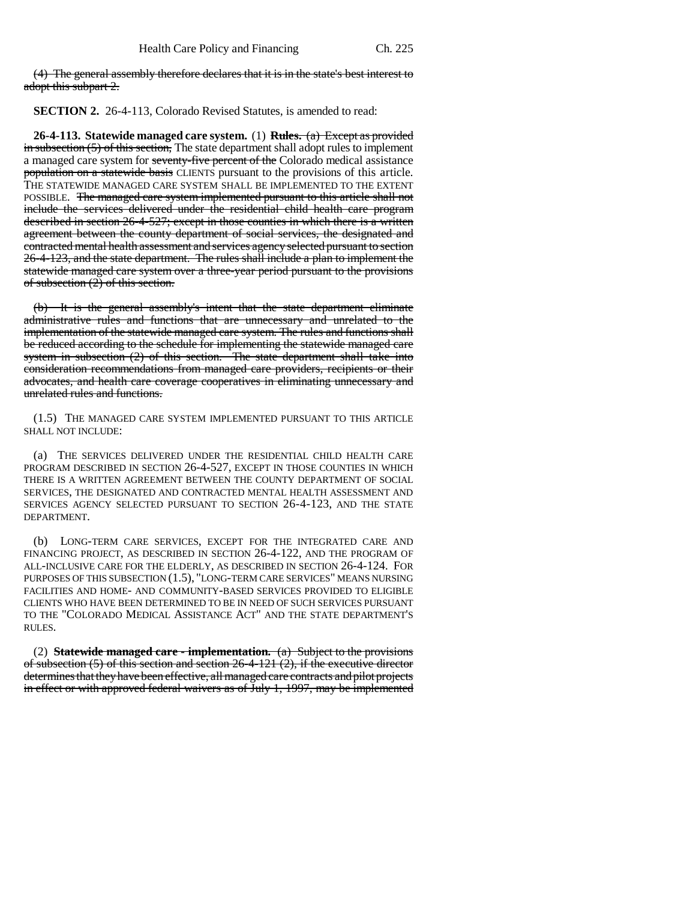~~(4) The general assembly therefore declares that it is in the state's best interest to adopt this subpart 2.~~

**SECTION 2.** 26-4-113, Colorado Revised Statutes, is amended to read:

**26-4-113. Statewide managed care system.** (1) **Rules.** ~~(a) Except as provided in subsection (5) of this section,~~ The state department shall adopt rules to implement a managed care system for ~~seventy-five percent of the~~ Colorado medical assistance ~~population on a statewide basis~~ CLIENTS pursuant to the provisions of this article. THE STATEWIDE MANAGED CARE SYSTEM SHALL BE IMPLEMENTED TO THE EXTENT POSSIBLE. ~~The managed care system implemented pursuant to this article shall not include the services delivered under the residential child health care program described in section 26-4-527; except in those counties in which there is a written agreement between the county department of social services, the designated and contracted mental health assessment and services agency selected pursuant to section 26-4-123, and the state department. The rules shall include a plan to implement the statewide managed care system over a three-year period pursuant to the provisions of subsection (2) of this section.~~

~~(b) It is the general assembly's intent that the state department eliminate administrative rules and functions that are unnecessary and unrelated to the implementation of the statewide managed care system. The rules and functions shall be reduced according to the schedule for implementing the statewide managed care system in subsection (2) of this section. The state department shall take into consideration recommendations from managed care providers, recipients or their advocates, and health care coverage cooperatives in eliminating unnecessary and unrelated rules and functions.~~

(1.5) THE MANAGED CARE SYSTEM IMPLEMENTED PURSUANT TO THIS ARTICLE SHALL NOT INCLUDE:

(a) THE SERVICES DELIVERED UNDER THE RESIDENTIAL CHILD HEALTH CARE PROGRAM DESCRIBED IN SECTION 26-4-527, EXCEPT IN THOSE COUNTIES IN WHICH THERE IS A WRITTEN AGREEMENT BETWEEN THE COUNTY DEPARTMENT OF SOCIAL SERVICES, THE DESIGNATED AND CONTRACTED MENTAL HEALTH ASSESSMENT AND SERVICES AGENCY SELECTED PURSUANT TO SECTION 26-4-123, AND THE STATE DEPARTMENT.

(b) LONG-TERM CARE SERVICES, EXCEPT FOR THE INTEGRATED CARE AND FINANCING PROJECT, AS DESCRIBED IN SECTION 26-4-122, AND THE PROGRAM OF ALL-INCLUSIVE CARE FOR THE ELDERLY, AS DESCRIBED IN SECTION 26-4-124. FOR PURPOSES OF THIS SUBSECTION (1.5), "LONG-TERM CARE SERVICES" MEANS NURSING FACILITIES AND HOME- AND COMMUNITY-BASED SERVICES PROVIDED TO ELIGIBLE CLIENTS WHO HAVE BEEN DETERMINED TO BE IN NEED OF SUCH SERVICES PURSUANT TO THE "COLORADO MEDICAL ASSISTANCE ACT" AND THE STATE DEPARTMENT'S RULES.

(2) **Statewide managed care - implementation.** ~~(a) Subject to the provisions of subsection (5) of this section and section 26-4-121 (2), if the executive director determines that they have been effective, all managed care contracts and pilot projects in effect or with approved federal waivers as of July 1, 1997, may be implemented~~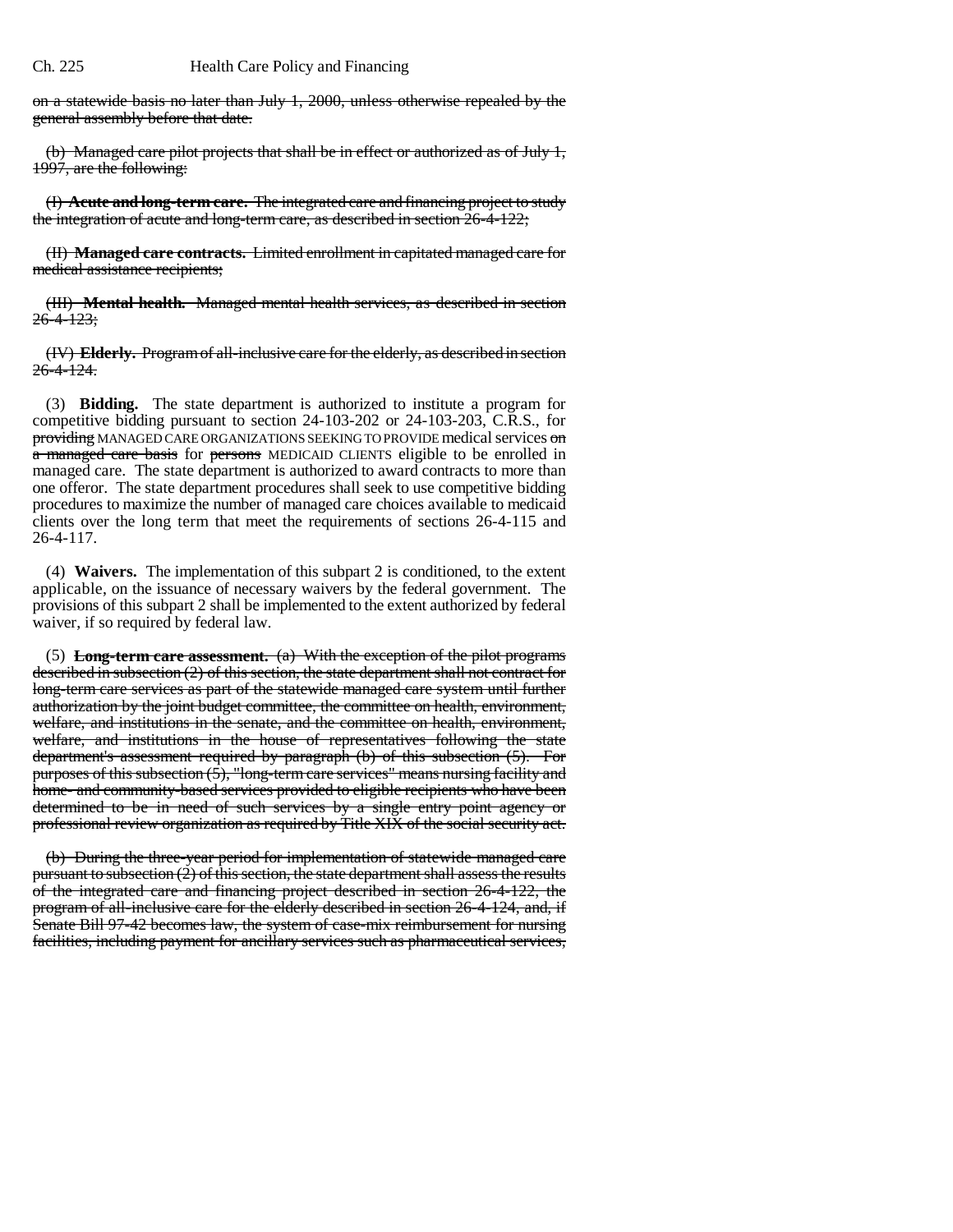on a statewide basis no later than July 1, 2000, unless otherwise repealed by the general assembly before that date.

(b) Managed care pilot projects that shall be in effect or authorized as of July 1, 1997, are the following:

(I) **Acute and long-term care.** The integrated care and financing project to study the integration of acute and long-term care, as described in section 26-4-122;

(II) **Managed care contracts.** Limited enrollment in capitated managed care for medical assistance recipients;

(III) **Mental health.** Managed mental health services, as described in section 26-4-123;

(IV) **Elderly.** Program of all-inclusive care for the elderly, as described in section 26-4-124.

(3) **Bidding.** The state department is authorized to institute a program for competitive bidding pursuant to section 24-103-202 or 24-103-203, C.R.S., for providing MANAGED CARE ORGANIZATIONS SEEKING TO PROVIDE medical services on a managed care basis for persons MEDICAID CLIENTS eligible to be enrolled in managed care. The state department is authorized to award contracts to more than one offeror. The state department procedures shall seek to use competitive bidding procedures to maximize the number of managed care choices available to medicaid clients over the long term that meet the requirements of sections 26-4-115 and 26-4-117.

(4) **Waivers.** The implementation of this subpart 2 is conditioned, to the extent applicable, on the issuance of necessary waivers by the federal government. The provisions of this subpart 2 shall be implemented to the extent authorized by federal waiver, if so required by federal law.

(5) **Long-term care assessment.** (a) With the exception of the pilot programs described in subsection (2) of this section, the state department shall not contract for long-term care services as part of the statewide managed care system until further authorization by the joint budget committee, the committee on health, environment, welfare, and institutions in the senate, and the committee on health, environment, welfare, and institutions in the house of representatives following the state department's assessment required by paragraph (b) of this subsection (5). For purposes of this subsection (5), "long-term care services" means nursing facility and home- and community-based services provided to eligible recipients who have been determined to be in need of such services by a single entry point agency or professional review organization as required by Title XIX of the social security act.

(b) During the three-year period for implementation of statewide managed care pursuant to subsection (2) of this section, the state department shall assess the results of the integrated care and financing project described in section 26-4-122, the program of all-inclusive care for the elderly described in section 26-4-124, and, if Senate Bill 97-42 becomes law, the system of case-mix reimbursement for nursing facilities, including payment for ancillary services such as pharmaceutical services,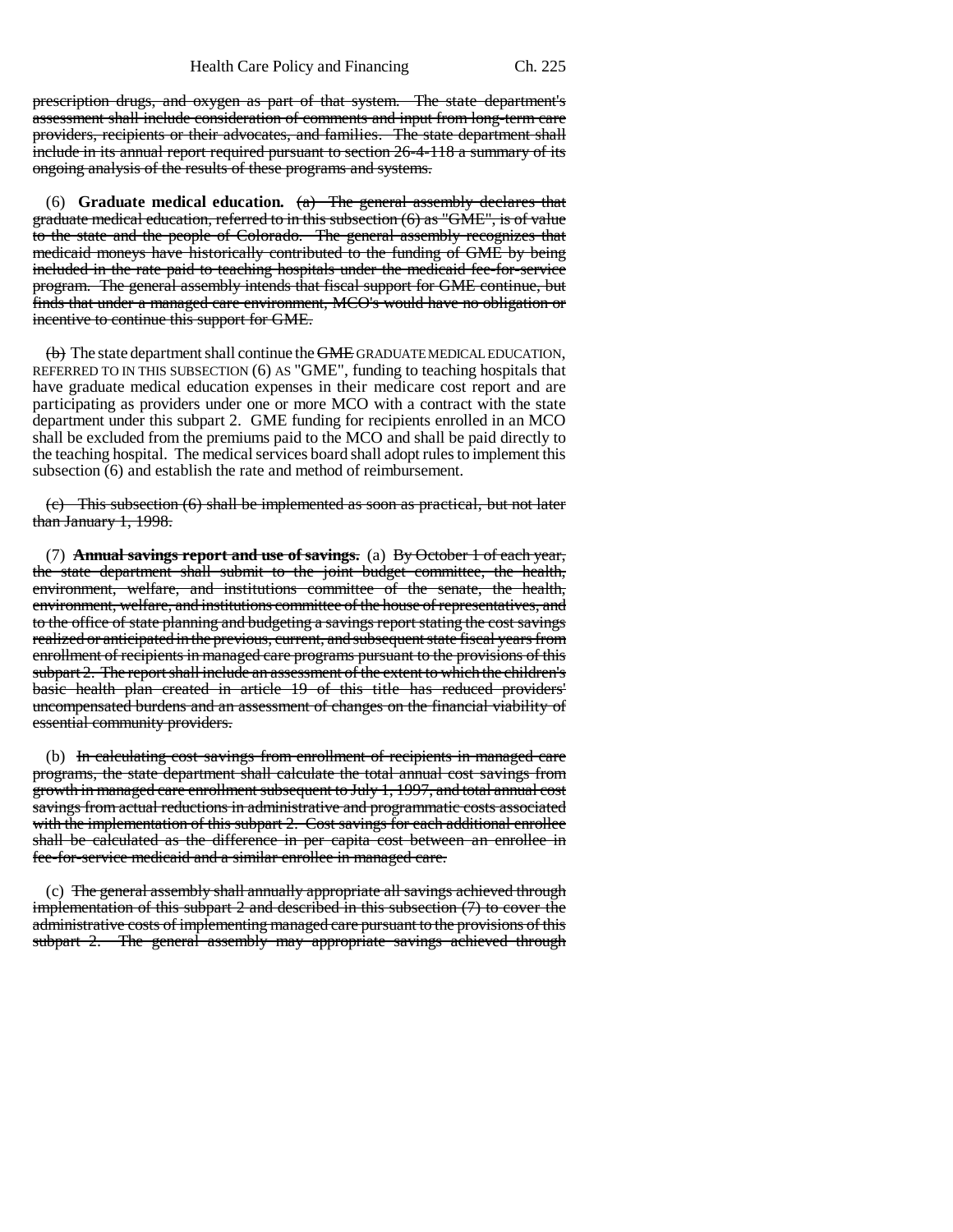~~prescription drugs, and oxygen as part of that system. The state department's assessment shall include consideration of comments and input from long-term care providers, recipients or their advocates, and families. The state department shall include in its annual report required pursuant to section 26-4-118 a summary of its ongoing analysis of the results of these programs and systems.~~

(6) **Graduate medical education.** ~~(a) The general assembly declares that graduate medical education, referred to in this subsection (6) as "GME", is of value to the state and the people of Colorado. The general assembly recognizes that medicaid moneys have historically contributed to the funding of GME by being included in the rate paid to teaching hospitals under the medicaid fee-for-service program. The general assembly intends that fiscal support for GME continue, but finds that under a managed care environment, MCO's would have no obligation or incentive to continue this support for GME.~~

~~(b)~~ The state department shall continue the ~~GME~~ GRADUATE MEDICAL EDUCATION, REFERRED TO IN THIS SUBSECTION (6) AS "GME", funding to teaching hospitals that have graduate medical education expenses in their medicare cost report and are participating as providers under one or more MCO with a contract with the state department under this subpart 2. GME funding for recipients enrolled in an MCO shall be excluded from the premiums paid to the MCO and shall be paid directly to the teaching hospital. The medical services board shall adopt rules to implement this subsection (6) and establish the rate and method of reimbursement.

~~(c) This subsection (6) shall be implemented as soon as practical, but not later than January 1, 1998.~~

(7) ~~**Annual savings report and use of savings.**~~ (a) ~~By October 1 of each year, the state department shall submit to the joint budget committee, the health, environment, welfare, and institutions committee of the senate, the health, environment, welfare, and institutions committee of the house of representatives, and to the office of state planning and budgeting a savings report stating the cost savings realized or anticipated in the previous, current, and subsequent state fiscal years from enrollment of recipients in managed care programs pursuant to the provisions of this subpart 2. The report shall include an assessment of the extent to which the children's basic health plan created in article 19 of this title has reduced providers' uncompensated burdens and an assessment of changes on the financial viability of essential community providers.~~

(b) ~~In calculating cost savings from enrollment of recipients in managed care programs, the state department shall calculate the total annual cost savings from growth in managed care enrollment subsequent to July 1, 1997, and total annual cost savings from actual reductions in administrative and programmatic costs associated with the implementation of this subpart 2. Cost savings for each additional enrollee shall be calculated as the difference in per capita cost between an enrollee in fee-for-service medicaid and a similar enrollee in managed care.~~

(c) ~~The general assembly shall annually appropriate all savings achieved through implementation of this subpart 2 and described in this subsection (7) to cover the administrative costs of implementing managed care pursuant to the provisions of this subpart 2. The general assembly may appropriate savings achieved through~~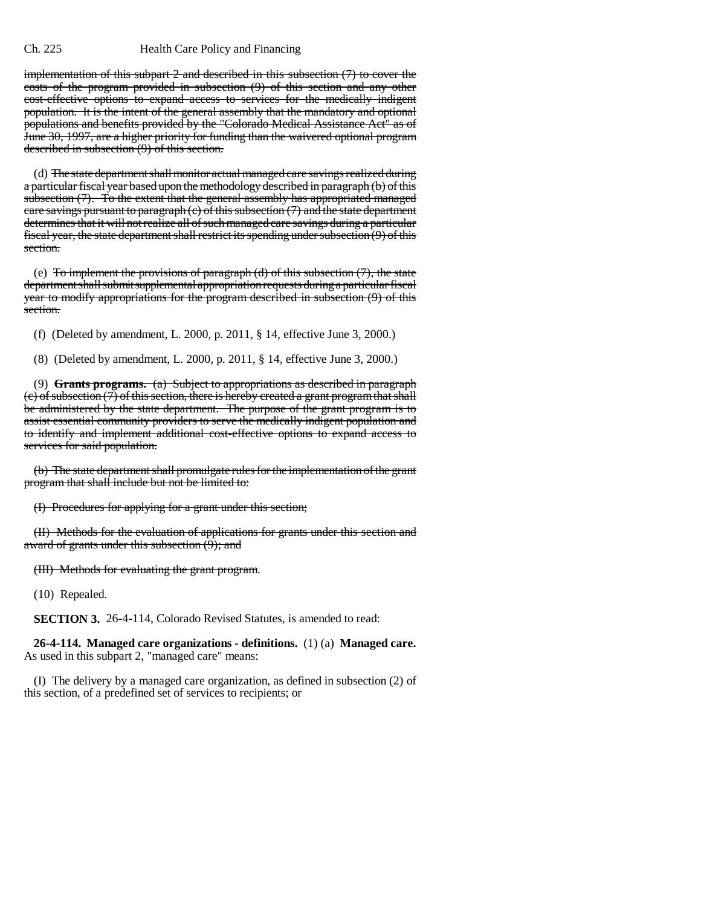implementation of this subpart 2 and described in this subsection (7) to cover the costs of the program provided in subsection (9) of this section and any other cost-effective options to expand access to services for the medically indigent population. It is the intent of the general assembly that the mandatory and optional populations and benefits provided by the "Colorado Medical Assistance Act" as of June 30, 1997, are a higher priority for funding than the waivered optional program described in subsection (9) of this section.

(d) The state department shall monitor actual managed care savings realized during a particular fiscal year based upon the methodology described in paragraph (b) of this subsection (7). To the extent that the general assembly has appropriated managed care savings pursuant to paragraph (c) of this subsection (7) and the state department determines that it will not realize all of such managed care savings during a particular fiscal year, the state department shall restrict its spending under subsection (9) of this section.

(e) To implement the provisions of paragraph (d) of this subsection (7), the state department shall submit supplemental appropriation requests during a particular fiscal year to modify appropriations for the program described in subsection (9) of this section.

(f) (Deleted by amendment, L. 2000, p. 2011, § 14, effective June 3, 2000.)

(8) (Deleted by amendment, L. 2000, p. 2011, § 14, effective June 3, 2000.)

(9) **Grants programs.** (a) Subject to appropriations as described in paragraph (c) of subsection (7) of this section, there is hereby created a grant program that shall be administered by the state department. The purpose of the grant program is to assist essential community providers to serve the medically indigent population and to identify and implement additional cost-effective options to expand access to services for said population.

(b) The state department shall promulgate rules for the implementation of the grant program that shall include but not be limited to:

(I) Procedures for applying for a grant under this section;

(II) Methods for the evaluation of applications for grants under this section and award of grants under this subsection (9); and

(III) Methods for evaluating the grant program.

(10) Repealed.

**SECTION 3.** 26-4-114, Colorado Revised Statutes, is amended to read:

**26-4-114. Managed care organizations - definitions.** (1) (a) **Managed care.** As used in this subpart 2, "managed care" means:

(I) The delivery by a managed care organization, as defined in subsection (2) of this section, of a predefined set of services to recipients; or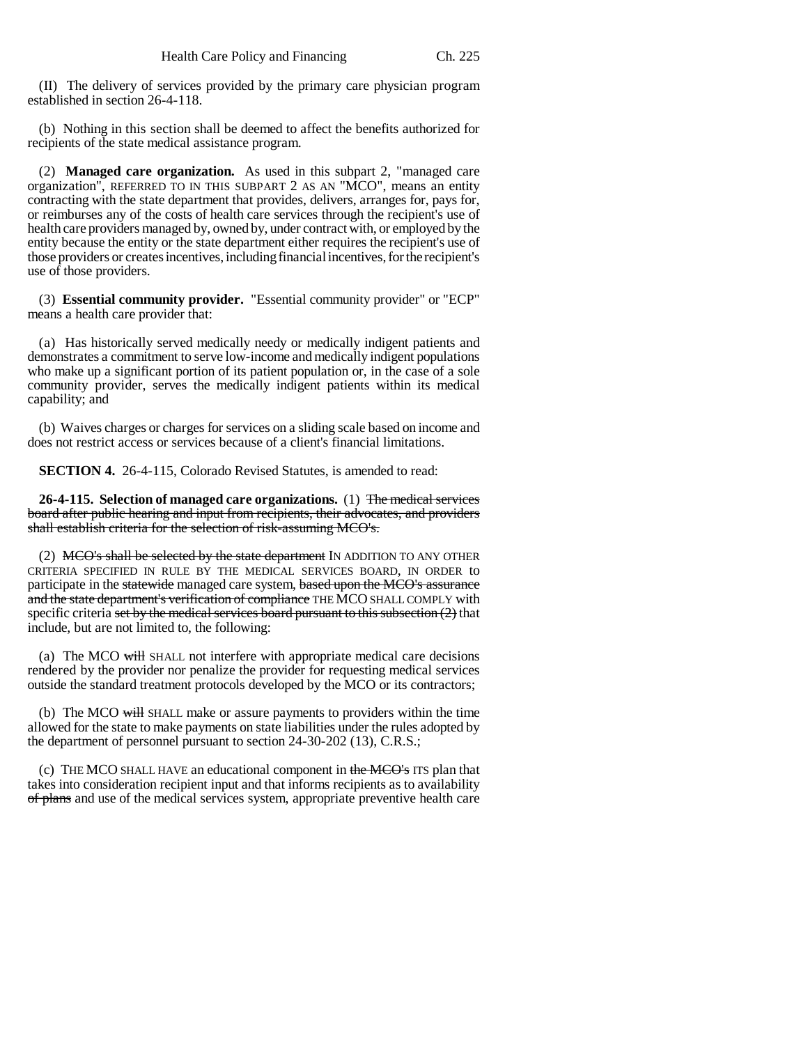(II) The delivery of services provided by the primary care physician program established in section 26-4-118.

(b) Nothing in this section shall be deemed to affect the benefits authorized for recipients of the state medical assistance program.

(2) **Managed care organization.** As used in this subpart 2, "managed care organization", REFERRED TO IN THIS SUBPART 2 AS AN "MCO", means an entity contracting with the state department that provides, delivers, arranges for, pays for, or reimburses any of the costs of health care services through the recipient's use of health care providers managed by, owned by, under contract with, or employed by the entity because the entity or the state department either requires the recipient's use of those providers or creates incentives, including financial incentives, for the recipient's use of those providers.

(3) **Essential community provider.** "Essential community provider" or "ECP" means a health care provider that:

(a) Has historically served medically needy or medically indigent patients and demonstrates a commitment to serve low-income and medically indigent populations who make up a significant portion of its patient population or, in the case of a sole community provider, serves the medically indigent patients within its medical capability; and

(b) Waives charges or charges for services on a sliding scale based on income and does not restrict access or services because of a client's financial limitations.

**SECTION 4.** 26-4-115, Colorado Revised Statutes, is amended to read:

**26-4-115. Selection of managed care organizations.** (1) ~~The medical services board after public hearing and input from recipients, their advocates, and providers shall establish criteria for the selection of risk-assuming MCO's.~~

(2) ~~MCO's shall be selected by the state department~~ IN ADDITION TO ANY OTHER CRITERIA SPECIFIED IN RULE BY THE MEDICAL SERVICES BOARD, IN ORDER to participate in the ~~statewide~~ managed care system, ~~based upon the MCO's assurance and the state department's verification of compliance~~ THE MCO SHALL COMPLY with specific criteria ~~set by the medical services board pursuant to this subsection (2)~~ that include, but are not limited to, the following:

(a) The MCO ~~will~~ SHALL not interfere with appropriate medical care decisions rendered by the provider nor penalize the provider for requesting medical services outside the standard treatment protocols developed by the MCO or its contractors;

(b) The MCO ~~will~~ SHALL make or assure payments to providers within the time allowed for the state to make payments on state liabilities under the rules adopted by the department of personnel pursuant to section 24-30-202 (13), C.R.S.;

(c) THE MCO SHALL HAVE an educational component in ~~the MCO's~~ ITS plan that takes into consideration recipient input and that informs recipients as to availability ~~of plans~~ and use of the medical services system, appropriate preventive health care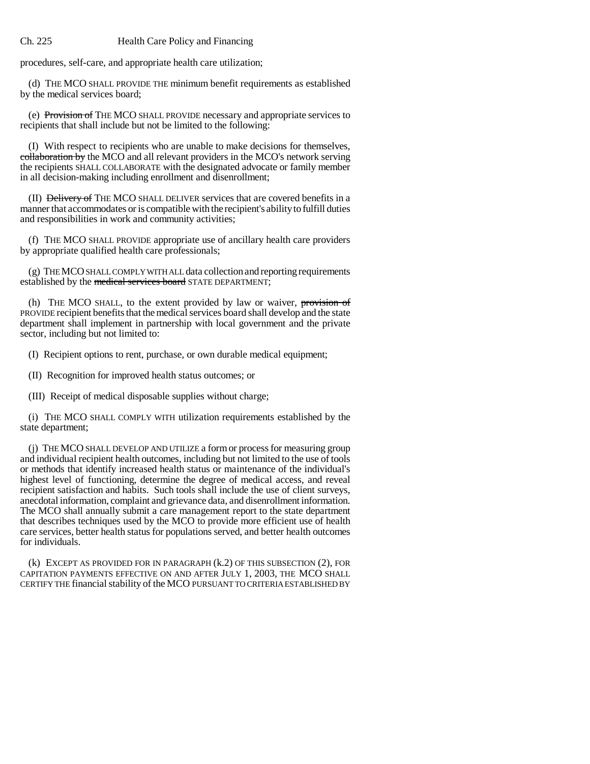procedures, self-care, and appropriate health care utilization;

(d) THE MCO SHALL PROVIDE THE minimum benefit requirements as established by the medical services board;

(e) ~~Provision of~~ THE MCO SHALL PROVIDE necessary and appropriate services to recipients that shall include but not be limited to the following:

(I) With respect to recipients who are unable to make decisions for themselves, ~~collaboration by~~ the MCO and all relevant providers in the MCO's network serving the recipients SHALL COLLABORATE with the designated advocate or family member in all decision-making including enrollment and disenrollment;

(II) ~~Delivery of~~ THE MCO SHALL DELIVER services that are covered benefits in a manner that accommodates or is compatible with the recipient's ability to fulfill duties and responsibilities in work and community activities;

(f) THE MCO SHALL PROVIDE appropriate use of ancillary health care providers by appropriate qualified health care professionals;

(g) THE MCO SHALL COMPLY WITH ALL data collection and reporting requirements established by the ~~medical services board~~ STATE DEPARTMENT;

(h) THE MCO SHALL, to the extent provided by law or waiver, ~~provision of~~ PROVIDE recipient benefits that the medical services board shall develop and the state department shall implement in partnership with local government and the private sector, including but not limited to:

(I) Recipient options to rent, purchase, or own durable medical equipment;

(II) Recognition for improved health status outcomes; or

(III) Receipt of medical disposable supplies without charge;

(i) THE MCO SHALL COMPLY WITH utilization requirements established by the state department;

(j) THE MCO SHALL DEVELOP AND UTILIZE a form or process for measuring group and individual recipient health outcomes, including but not limited to the use of tools or methods that identify increased health status or maintenance of the individual's highest level of functioning, determine the degree of medical access, and reveal recipient satisfaction and habits. Such tools shall include the use of client surveys, anecdotal information, complaint and grievance data, and disenrollment information. The MCO shall annually submit a care management report to the state department that describes techniques used by the MCO to provide more efficient use of health care services, better health status for populations served, and better health outcomes for individuals.

(k) EXCEPT AS PROVIDED FOR IN PARAGRAPH (k.2) OF THIS SUBSECTION (2), FOR CAPITATION PAYMENTS EFFECTIVE ON AND AFTER JULY 1, 2003, THE MCO SHALL CERTIFY THE financial stability of the MCO PURSUANT TO CRITERIA ESTABLISHED BY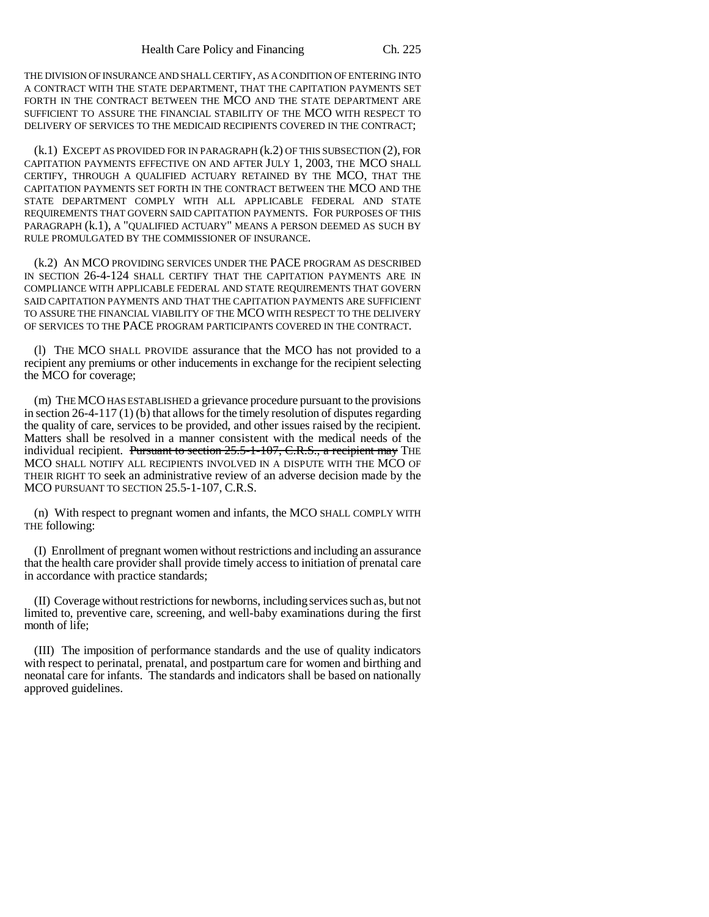THE DIVISION OF INSURANCE AND SHALL CERTIFY, AS A CONDITION OF ENTERING INTO A CONTRACT WITH THE STATE DEPARTMENT, THAT THE CAPITATION PAYMENTS SET FORTH IN THE CONTRACT BETWEEN THE MCO AND THE STATE DEPARTMENT ARE SUFFICIENT TO ASSURE THE FINANCIAL STABILITY OF THE MCO WITH RESPECT TO DELIVERY OF SERVICES TO THE MEDICAID RECIPIENTS COVERED IN THE CONTRACT;

(k.1) EXCEPT AS PROVIDED FOR IN PARAGRAPH (k.2) OF THIS SUBSECTION (2), FOR CAPITATION PAYMENTS EFFECTIVE ON AND AFTER JULY 1, 2003, THE MCO SHALL CERTIFY, THROUGH A QUALIFIED ACTUARY RETAINED BY THE MCO, THAT THE CAPITATION PAYMENTS SET FORTH IN THE CONTRACT BETWEEN THE MCO AND THE STATE DEPARTMENT COMPLY WITH ALL APPLICABLE FEDERAL AND STATE REQUIREMENTS THAT GOVERN SAID CAPITATION PAYMENTS. FOR PURPOSES OF THIS PARAGRAPH (k.1), A "QUALIFIED ACTUARY" MEANS A PERSON DEEMED AS SUCH BY RULE PROMULGATED BY THE COMMISSIONER OF INSURANCE.

(k.2) AN MCO PROVIDING SERVICES UNDER THE PACE PROGRAM AS DESCRIBED IN SECTION 26-4-124 SHALL CERTIFY THAT THE CAPITATION PAYMENTS ARE IN COMPLIANCE WITH APPLICABLE FEDERAL AND STATE REQUIREMENTS THAT GOVERN SAID CAPITATION PAYMENTS AND THAT THE CAPITATION PAYMENTS ARE SUFFICIENT TO ASSURE THE FINANCIAL VIABILITY OF THE MCO WITH RESPECT TO THE DELIVERY OF SERVICES TO THE PACE PROGRAM PARTICIPANTS COVERED IN THE CONTRACT.

(l) THE MCO SHALL PROVIDE assurance that the MCO has not provided to a recipient any premiums or other inducements in exchange for the recipient selecting the MCO for coverage;

(m) THE MCO HAS ESTABLISHED a grievance procedure pursuant to the provisions in section 26-4-117 (1) (b) that allows for the timely resolution of disputes regarding the quality of care, services to be provided, and other issues raised by the recipient. Matters shall be resolved in a manner consistent with the medical needs of the individual recipient. ~~Pursuant to section 25.5-1-107, C.R.S., a recipient may~~ THE MCO SHALL NOTIFY ALL RECIPIENTS INVOLVED IN A DISPUTE WITH THE MCO OF THEIR RIGHT TO seek an administrative review of an adverse decision made by the MCO PURSUANT TO SECTION 25.5-1-107, C.R.S.

(n) With respect to pregnant women and infants, the MCO SHALL COMPLY WITH THE following:

(I) Enrollment of pregnant women without restrictions and including an assurance that the health care provider shall provide timely access to initiation of prenatal care in accordance with practice standards;

(II) Coverage without restrictions for newborns, including services such as, but not limited to, preventive care, screening, and well-baby examinations during the first month of life;

(III) The imposition of performance standards and the use of quality indicators with respect to perinatal, prenatal, and postpartum care for women and birthing and neonatal care for infants. The standards and indicators shall be based on nationally approved guidelines.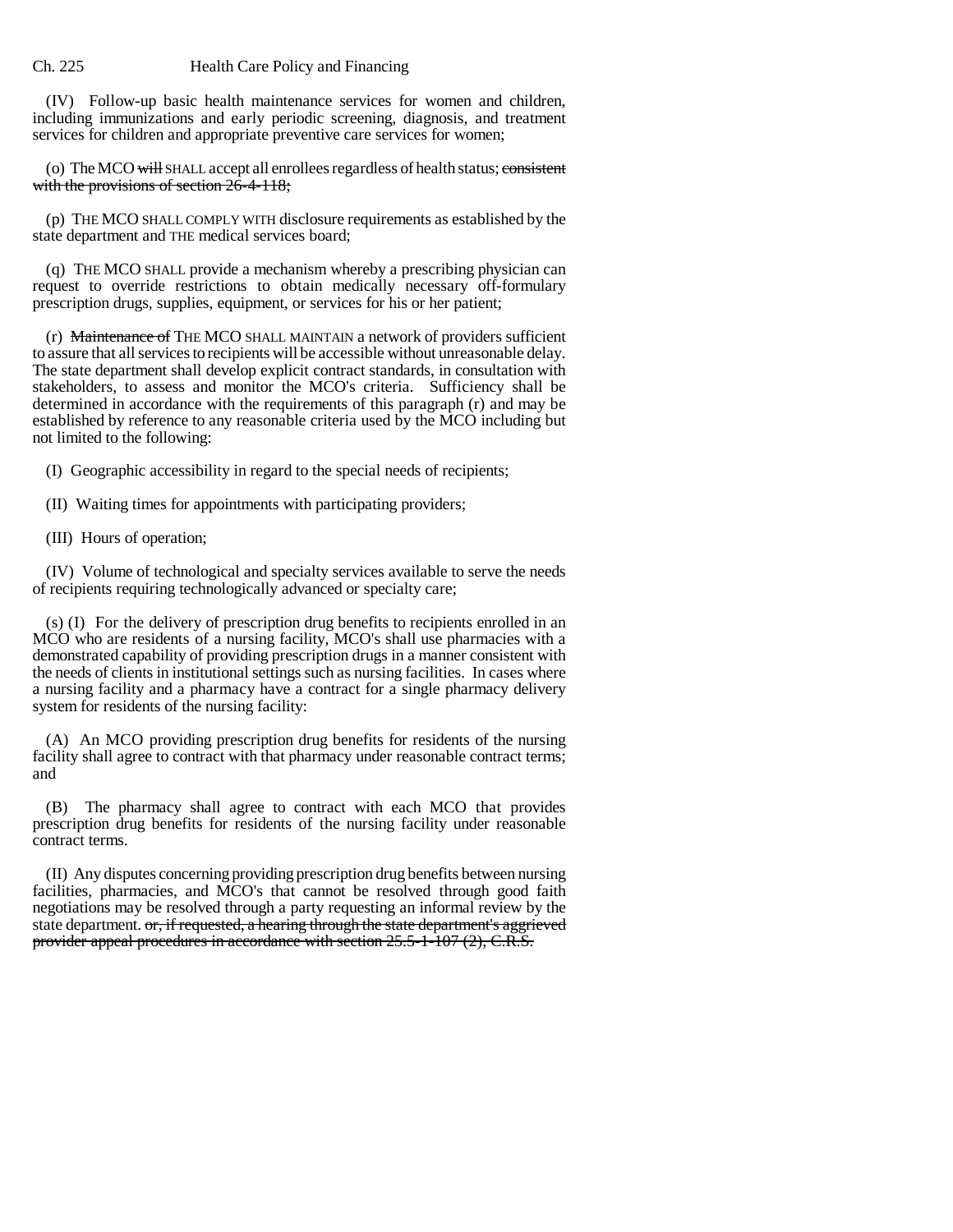(IV) Follow-up basic health maintenance services for women and children, including immunizations and early periodic screening, diagnosis, and treatment services for children and appropriate preventive care services for women;

(o) The MCO ~~will~~ SHALL accept all enrollees regardless of health status; ~~consistent with the provisions of section 26-4-118;~~

(p) THE MCO SHALL COMPLY WITH disclosure requirements as established by the state department and THE medical services board;

(q) THE MCO SHALL provide a mechanism whereby a prescribing physician can request to override restrictions to obtain medically necessary off-formulary prescription drugs, supplies, equipment, or services for his or her patient;

(r) ~~Maintenance of~~ THE MCO SHALL MAINTAIN a network of providers sufficient to assure that all services to recipients will be accessible without unreasonable delay. The state department shall develop explicit contract standards, in consultation with stakeholders, to assess and monitor the MCO's criteria. Sufficiency shall be determined in accordance with the requirements of this paragraph (r) and may be established by reference to any reasonable criteria used by the MCO including but not limited to the following:

(I) Geographic accessibility in regard to the special needs of recipients;

(II) Waiting times for appointments with participating providers;

(III) Hours of operation;

(IV) Volume of technological and specialty services available to serve the needs of recipients requiring technologically advanced or specialty care;

(s) (I) For the delivery of prescription drug benefits to recipients enrolled in an MCO who are residents of a nursing facility, MCO's shall use pharmacies with a demonstrated capability of providing prescription drugs in a manner consistent with the needs of clients in institutional settings such as nursing facilities. In cases where a nursing facility and a pharmacy have a contract for a single pharmacy delivery system for residents of the nursing facility:

(A) An MCO providing prescription drug benefits for residents of the nursing facility shall agree to contract with that pharmacy under reasonable contract terms; and

(B) The pharmacy shall agree to contract with each MCO that provides prescription drug benefits for residents of the nursing facility under reasonable contract terms.

(II) Any disputes concerning providing prescription drug benefits between nursing facilities, pharmacies, and MCO's that cannot be resolved through good faith negotiations may be resolved through a party requesting an informal review by the state department. ~~or, if requested, a hearing through the state department's aggrieved provider appeal procedures in accordance with section 25.5-1-107 (2), C.R.S.~~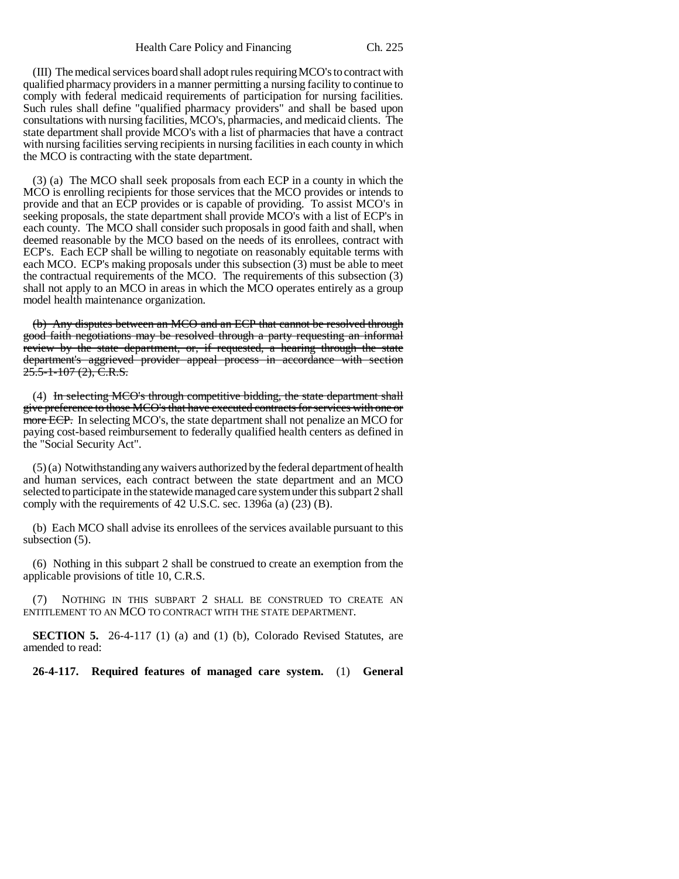(III) The medical services board shall adopt rules requiring MCO's to contract with qualified pharmacy providers in a manner permitting a nursing facility to continue to comply with federal medicaid requirements of participation for nursing facilities. Such rules shall define "qualified pharmacy providers" and shall be based upon consultations with nursing facilities, MCO's, pharmacies, and medicaid clients. The state department shall provide MCO's with a list of pharmacies that have a contract with nursing facilities serving recipients in nursing facilities in each county in which the MCO is contracting with the state department.

(3) (a) The MCO shall seek proposals from each ECP in a county in which the MCO is enrolling recipients for those services that the MCO provides or intends to provide and that an ECP provides or is capable of providing. To assist MCO's in seeking proposals, the state department shall provide MCO's with a list of ECP's in each county. The MCO shall consider such proposals in good faith and shall, when deemed reasonable by the MCO based on the needs of its enrollees, contract with ECP's. Each ECP shall be willing to negotiate on reasonably equitable terms with each MCO. ECP's making proposals under this subsection (3) must be able to meet the contractual requirements of the MCO. The requirements of this subsection (3) shall not apply to an MCO in areas in which the MCO operates entirely as a group model health maintenance organization.

~~(b) Any disputes between an MCO and an ECP that cannot be resolved through good faith negotiations may be resolved through a party requesting an informal review by the state department, or, if requested, a hearing through the state department's aggrieved provider appeal process in accordance with section 25.5-1-107 (2), C.R.S.~~

(4) ~~In selecting MCO's through competitive bidding, the state department shall give preference to those MCO's that have executed contracts for services with one or more ECP.~~ In selecting MCO's, the state department shall not penalize an MCO for paying cost-based reimbursement to federally qualified health centers as defined in the "Social Security Act".

(5) (a) Notwithstanding any waivers authorized by the federal department of health and human services, each contract between the state department and an MCO selected to participate in the statewide managed care system under this subpart 2 shall comply with the requirements of 42 U.S.C. sec. 1396a (a) (23) (B).

(b) Each MCO shall advise its enrollees of the services available pursuant to this subsection (5).

(6) Nothing in this subpart 2 shall be construed to create an exemption from the applicable provisions of title 10, C.R.S.

(7) NOTHING IN THIS SUBPART 2 SHALL BE CONSTRUED TO CREATE AN ENTITLEMENT TO AN MCO TO CONTRACT WITH THE STATE DEPARTMENT.

**SECTION 5.** 26-4-117 (1) (a) and (1) (b), Colorado Revised Statutes, are amended to read:

**26-4-117. Required features of managed care system.** (1) **General**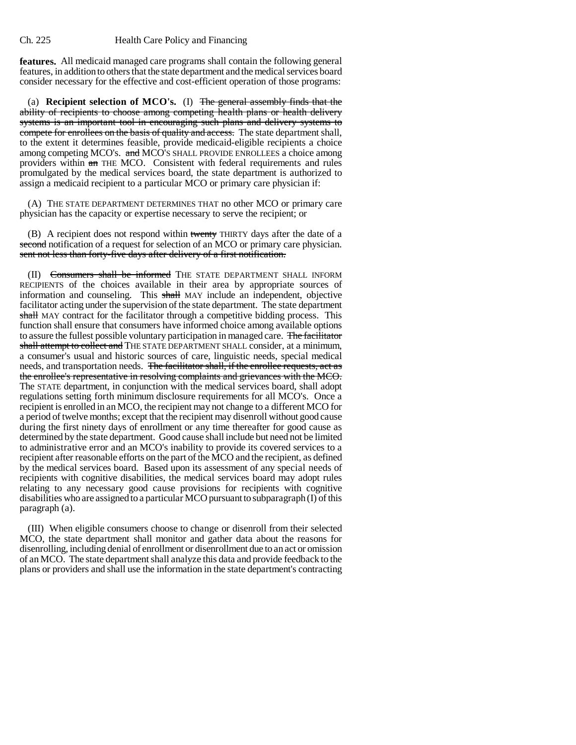**features.** All medicaid managed care programs shall contain the following general features, in addition to others that the state department and the medical services board consider necessary for the effective and cost-efficient operation of those programs:

(a) **Recipient selection of MCO's.** (I) ~~The general assembly finds that the ability of recipients to choose among competing health plans or health delivery systems is an important tool in encouraging such plans and delivery systems to compete for enrollees on the basis of quality and access.~~ The state department shall, to the extent it determines feasible, provide medicaid-eligible recipients a choice among competing MCO's. ~~and~~ MCO'S SHALL PROVIDE ENROLLEES a choice among providers within ~~an~~ THE MCO. Consistent with federal requirements and rules promulgated by the medical services board, the state department is authorized to assign a medicaid recipient to a particular MCO or primary care physician if:

(A) THE STATE DEPARTMENT DETERMINES THAT no other MCO or primary care physician has the capacity or expertise necessary to serve the recipient; or

(B) A recipient does not respond within ~~twenty~~ THIRTY days after the date of a ~~second~~ notification of a request for selection of an MCO or primary care physician. ~~sent not less than forty-five days after delivery of a first notification.~~

(II) ~~Consumers shall be informed~~ THE STATE DEPARTMENT SHALL INFORM RECIPIENTS of the choices available in their area by appropriate sources of information and counseling. This ~~shall~~ MAY include an independent, objective facilitator acting under the supervision of the state department. The state department ~~shall~~ MAY contract for the facilitator through a competitive bidding process. This function shall ensure that consumers have informed choice among available options to assure the fullest possible voluntary participation in managed care. ~~The facilitator shall attempt to collect and~~ THE STATE DEPARTMENT SHALL consider, at a minimum, a consumer's usual and historic sources of care, linguistic needs, special medical needs, and transportation needs. ~~The facilitator shall, if the enrollee requests, act as the enrollee's representative in resolving complaints and grievances with the MCO.~~ The STATE department, in conjunction with the medical services board, shall adopt regulations setting forth minimum disclosure requirements for all MCO's. Once a recipient is enrolled in an MCO, the recipient may not change to a different MCO for a period of twelve months; except that the recipient may disenroll without good cause during the first ninety days of enrollment or any time thereafter for good cause as determined by the state department. Good cause shall include but need not be limited to administrative error and an MCO's inability to provide its covered services to a recipient after reasonable efforts on the part of the MCO and the recipient, as defined by the medical services board. Based upon its assessment of any special needs of recipients with cognitive disabilities, the medical services board may adopt rules relating to any necessary good cause provisions for recipients with cognitive disabilities who are assigned to a particular MCO pursuant to subparagraph (I) of this paragraph (a).

(III) When eligible consumers choose to change or disenroll from their selected MCO, the state department shall monitor and gather data about the reasons for disenrolling, including denial of enrollment or disenrollment due to an act or omission of an MCO. The state department shall analyze this data and provide feedback to the plans or providers and shall use the information in the state department's contracting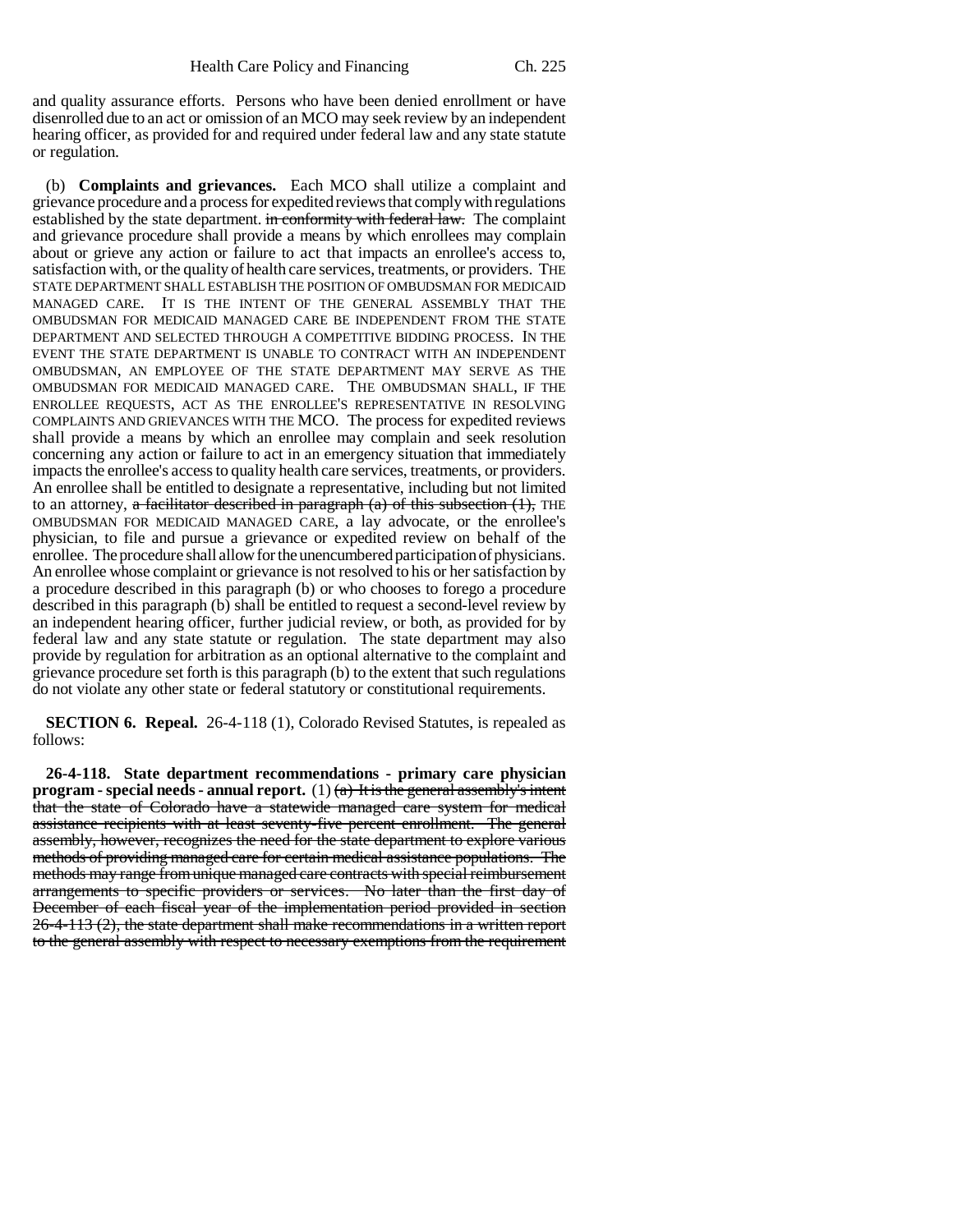and quality assurance efforts. Persons who have been denied enrollment or have disenrolled due to an act or omission of an MCO may seek review by an independent hearing officer, as provided for and required under federal law and any state statute or regulation.

(b) **Complaints and grievances.** Each MCO shall utilize a complaint and grievance procedure and a process for expedited reviews that comply with regulations established by the state department. ~~in conformity with federal law.~~ The complaint and grievance procedure shall provide a means by which enrollees may complain about or grieve any action or failure to act that impacts an enrollee's access to, satisfaction with, or the quality of health care services, treatments, or providers. THE STATE DEPARTMENT SHALL ESTABLISH THE POSITION OF OMBUDSMAN FOR MEDICAID MANAGED CARE. IT IS THE INTENT OF THE GENERAL ASSEMBLY THAT THE OMBUDSMAN FOR MEDICAID MANAGED CARE BE INDEPENDENT FROM THE STATE DEPARTMENT AND SELECTED THROUGH A COMPETITIVE BIDDING PROCESS. IN THE EVENT THE STATE DEPARTMENT IS UNABLE TO CONTRACT WITH AN INDEPENDENT OMBUDSMAN, AN EMPLOYEE OF THE STATE DEPARTMENT MAY SERVE AS THE OMBUDSMAN FOR MEDICAID MANAGED CARE. THE OMBUDSMAN SHALL, IF THE ENROLLEE REQUESTS, ACT AS THE ENROLLEE'S REPRESENTATIVE IN RESOLVING COMPLAINTS AND GRIEVANCES WITH THE MCO. The process for expedited reviews shall provide a means by which an enrollee may complain and seek resolution concerning any action or failure to act in an emergency situation that immediately impacts the enrollee's access to quality health care services, treatments, or providers. An enrollee shall be entitled to designate a representative, including but not limited to an attorney, ~~a facilitator described in paragraph (a) of this subsection (1),~~ THE OMBUDSMAN FOR MEDICAID MANAGED CARE, a lay advocate, or the enrollee's physician, to file and pursue a grievance or expedited review on behalf of the enrollee. The procedure shall allow for the unencumbered participation of physicians. An enrollee whose complaint or grievance is not resolved to his or her satisfaction by a procedure described in this paragraph (b) or who chooses to forego a procedure described in this paragraph (b) shall be entitled to request a second-level review by an independent hearing officer, further judicial review, or both, as provided for by federal law and any state statute or regulation. The state department may also provide by regulation for arbitration as an optional alternative to the complaint and grievance procedure set forth is this paragraph (b) to the extent that such regulations do not violate any other state or federal statutory or constitutional requirements.

**SECTION 6. Repeal.** 26-4-118 (1), Colorado Revised Statutes, is repealed as follows:

**26-4-118. State department recommendations - primary care physician program - special needs - annual report.** (1) ~~(a) It is the general assembly's intent that the state of Colorado have a statewide managed care system for medical assistance recipients with at least seventy-five percent enrollment. The general assembly, however, recognizes the need for the state department to explore various methods of providing managed care for certain medical assistance populations. The methods may range from unique managed care contracts with special reimbursement arrangements to specific providers or services. No later than the first day of December of each fiscal year of the implementation period provided in section 26-4-113 (2), the state department shall make recommendations in a written report to the general assembly with respect to necessary exemptions from the requirement~~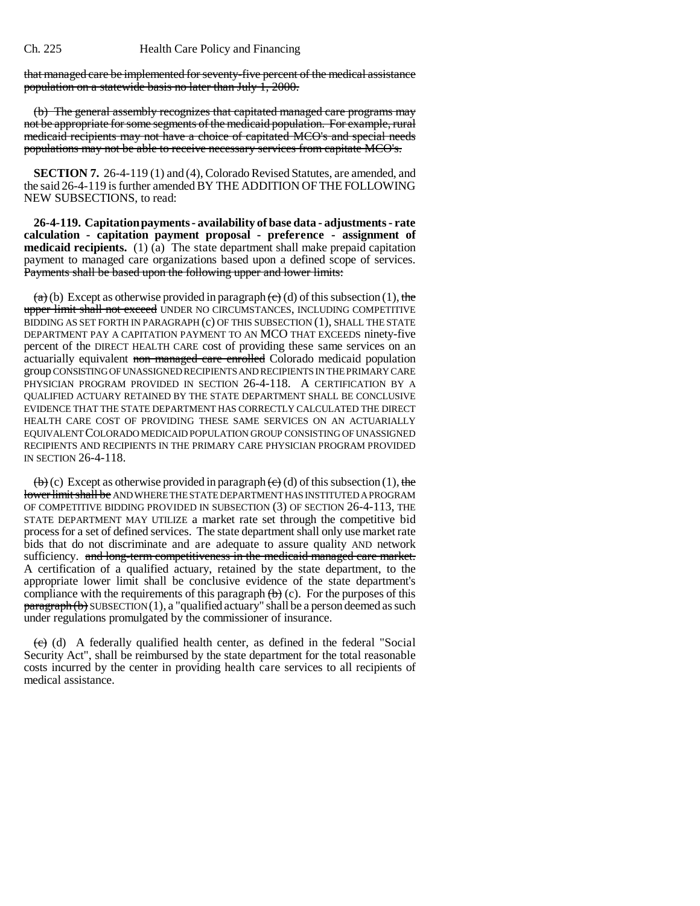that managed care be implemented for seventy-five percent of the medical assistance population on a statewide basis no later than July 1, 2000.

(b) The general assembly recognizes that capitated managed care programs may not be appropriate for some segments of the medicaid population. For example, rural medicaid recipients may not have a choice of capitated MCO's and special needs populations may not be able to receive necessary services from capitate MCO's.

**SECTION 7.** 26-4-119 (1) and (4), Colorado Revised Statutes, are amended, and the said 26-4-119 is further amended BY THE ADDITION OF THE FOLLOWING NEW SUBSECTIONS, to read:

**26-4-119. Capitation payments - availability of base data - adjustments - rate calculation - capitation payment proposal - preference - assignment of medicaid recipients.** (1) (a) The state department shall make prepaid capitation payment to managed care organizations based upon a defined scope of services. Payments shall be based upon the following upper and lower limits:

(a) (b) Except as otherwise provided in paragraph (c) (d) of this subsection (1), the upper limit shall not exceed UNDER NO CIRCUMSTANCES, INCLUDING COMPETITIVE BIDDING AS SET FORTH IN PARAGRAPH (c) OF THIS SUBSECTION (1), SHALL THE STATE DEPARTMENT PAY A CAPITATION PAYMENT TO AN MCO THAT EXCEEDS ninety-five percent of the DIRECT HEALTH CARE cost of providing these same services on an actuarially equivalent non managed care enrolled Colorado medicaid population group CONSISTING OF UNASSIGNED RECIPIENTS AND RECIPIENTS IN THE PRIMARY CARE PHYSICIAN PROGRAM PROVIDED IN SECTION 26-4-118. A CERTIFICATION BY A QUALIFIED ACTUARY RETAINED BY THE STATE DEPARTMENT SHALL BE CONCLUSIVE EVIDENCE THAT THE STATE DEPARTMENT HAS CORRECTLY CALCULATED THE DIRECT HEALTH CARE COST OF PROVIDING THESE SAME SERVICES ON AN ACTUARIALLY EQUIVALENT COLORADO MEDICAID POPULATION GROUP CONSISTING OF UNASSIGNED RECIPIENTS AND RECIPIENTS IN THE PRIMARY CARE PHYSICIAN PROGRAM PROVIDED IN SECTION 26-4-118.

(b) (c) Except as otherwise provided in paragraph (c) (d) of this subsection (1), the lower limit shall be AND WHERE THE STATE DEPARTMENT HAS INSTITUTED A PROGRAM OF COMPETITIVE BIDDING PROVIDED IN SUBSECTION (3) OF SECTION 26-4-113, THE STATE DEPARTMENT MAY UTILIZE a market rate set through the competitive bid process for a set of defined services. The state department shall only use market rate bids that do not discriminate and are adequate to assure quality AND network sufficiency. and long-term competitiveness in the medicaid managed care market. A certification of a qualified actuary, retained by the state department, to the appropriate lower limit shall be conclusive evidence of the state department's compliance with the requirements of this paragraph (b) (c). For the purposes of this paragraph (b) SUBSECTION (1), a "qualified actuary" shall be a person deemed as such under regulations promulgated by the commissioner of insurance.

(c) (d) A federally qualified health center, as defined in the federal "Social Security Act", shall be reimbursed by the state department for the total reasonable costs incurred by the center in providing health care services to all recipients of medical assistance.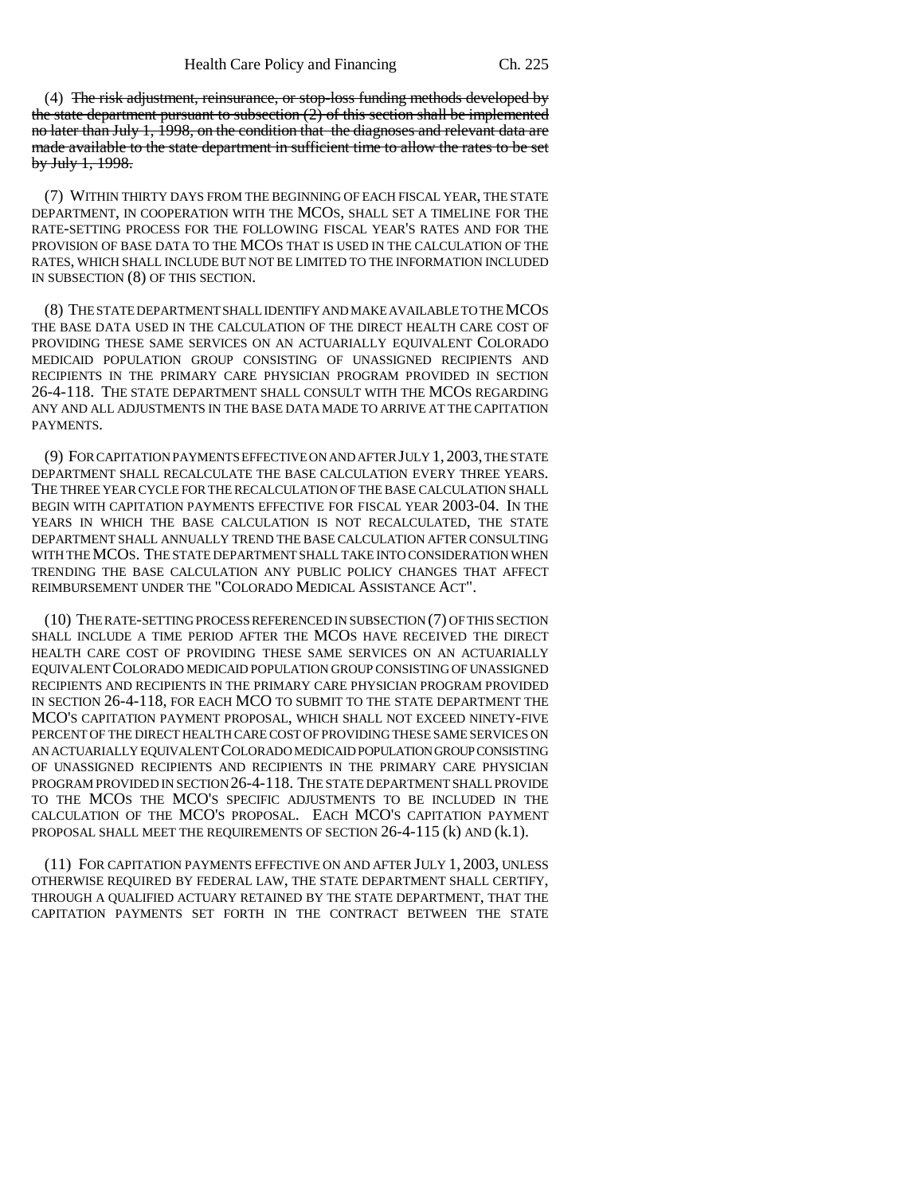(4) ~~The risk adjustment, reinsurance, or stop-loss funding methods developed by the state department pursuant to subsection (2) of this section shall be implemented no later than July 1, 1998, on the condition that the diagnoses and relevant data are made available to the state department in sufficient time to allow the rates to be set by July 1, 1998.~~

(7) WITHIN THIRTY DAYS FROM THE BEGINNING OF EACH FISCAL YEAR, THE STATE DEPARTMENT, IN COOPERATION WITH THE MCOS, SHALL SET A TIMELINE FOR THE RATE-SETTING PROCESS FOR THE FOLLOWING FISCAL YEAR'S RATES AND FOR THE PROVISION OF BASE DATA TO THE MCOS THAT IS USED IN THE CALCULATION OF THE RATES, WHICH SHALL INCLUDE BUT NOT BE LIMITED TO THE INFORMATION INCLUDED IN SUBSECTION (8) OF THIS SECTION.

(8) THE STATE DEPARTMENT SHALL IDENTIFY AND MAKE AVAILABLE TO THE MCOS THE BASE DATA USED IN THE CALCULATION OF THE DIRECT HEALTH CARE COST OF PROVIDING THESE SAME SERVICES ON AN ACTUARIALLY EQUIVALENT COLORADO MEDICAID POPULATION GROUP CONSISTING OF UNASSIGNED RECIPIENTS AND RECIPIENTS IN THE PRIMARY CARE PHYSICIAN PROGRAM PROVIDED IN SECTION 26-4-118. THE STATE DEPARTMENT SHALL CONSULT WITH THE MCOS REGARDING ANY AND ALL ADJUSTMENTS IN THE BASE DATA MADE TO ARRIVE AT THE CAPITATION PAYMENTS.

(9) FOR CAPITATION PAYMENTS EFFECTIVE ON AND AFTER JULY 1, 2003, THE STATE DEPARTMENT SHALL RECALCULATE THE BASE CALCULATION EVERY THREE YEARS. THE THREE YEAR CYCLE FOR THE RECALCULATION OF THE BASE CALCULATION SHALL BEGIN WITH CAPITATION PAYMENTS EFFECTIVE FOR FISCAL YEAR 2003-04. IN THE YEARS IN WHICH THE BASE CALCULATION IS NOT RECALCULATED, THE STATE DEPARTMENT SHALL ANNUALLY TREND THE BASE CALCULATION AFTER CONSULTING WITH THE MCOS. THE STATE DEPARTMENT SHALL TAKE INTO CONSIDERATION WHEN TRENDING THE BASE CALCULATION ANY PUBLIC POLICY CHANGES THAT AFFECT REIMBURSEMENT UNDER THE "COLORADO MEDICAL ASSISTANCE ACT".

(10) THE RATE-SETTING PROCESS REFERENCED IN SUBSECTION (7) OF THIS SECTION SHALL INCLUDE A TIME PERIOD AFTER THE MCOS HAVE RECEIVED THE DIRECT HEALTH CARE COST OF PROVIDING THESE SAME SERVICES ON AN ACTUARIALLY EQUIVALENT COLORADO MEDICAID POPULATION GROUP CONSISTING OF UNASSIGNED RECIPIENTS AND RECIPIENTS IN THE PRIMARY CARE PHYSICIAN PROGRAM PROVIDED IN SECTION 26-4-118, FOR EACH MCO TO SUBMIT TO THE STATE DEPARTMENT THE MCO'S CAPITATION PAYMENT PROPOSAL, WHICH SHALL NOT EXCEED NINETY-FIVE PERCENT OF THE DIRECT HEALTH CARE COST OF PROVIDING THESE SAME SERVICES ON AN ACTUARIALLY EQUIVALENT COLORADO MEDICAID POPULATION GROUP CONSISTING OF UNASSIGNED RECIPIENTS AND RECIPIENTS IN THE PRIMARY CARE PHYSICIAN PROGRAM PROVIDED IN SECTION 26-4-118. THE STATE DEPARTMENT SHALL PROVIDE TO THE MCOS THE MCO'S SPECIFIC ADJUSTMENTS TO BE INCLUDED IN THE CALCULATION OF THE MCO'S PROPOSAL. EACH MCO'S CAPITATION PAYMENT PROPOSAL SHALL MEET THE REQUIREMENTS OF SECTION 26-4-115 (k) AND (k.1).

(11) FOR CAPITATION PAYMENTS EFFECTIVE ON AND AFTER JULY 1, 2003, UNLESS OTHERWISE REQUIRED BY FEDERAL LAW, THE STATE DEPARTMENT SHALL CERTIFY, THROUGH A QUALIFIED ACTUARY RETAINED BY THE STATE DEPARTMENT, THAT THE CAPITATION PAYMENTS SET FORTH IN THE CONTRACT BETWEEN THE STATE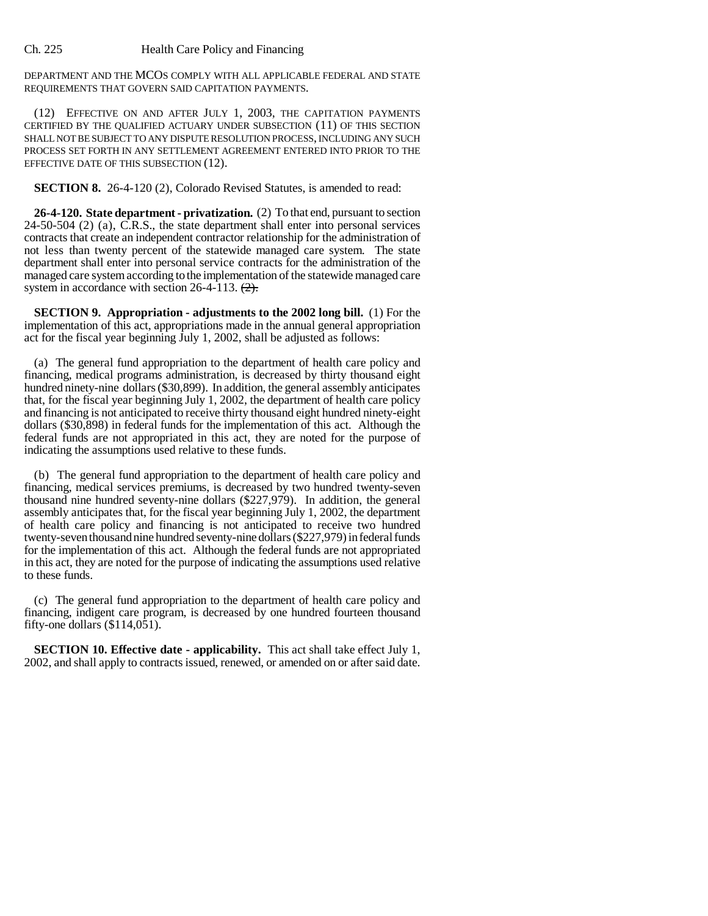DEPARTMENT AND THE MCOS COMPLY WITH ALL APPLICABLE FEDERAL AND STATE REQUIREMENTS THAT GOVERN SAID CAPITATION PAYMENTS.

(12) EFFECTIVE ON AND AFTER JULY 1, 2003, THE CAPITATION PAYMENTS CERTIFIED BY THE QUALIFIED ACTUARY UNDER SUBSECTION (11) OF THIS SECTION SHALL NOT BE SUBJECT TO ANY DISPUTE RESOLUTION PROCESS, INCLUDING ANY SUCH PROCESS SET FORTH IN ANY SETTLEMENT AGREEMENT ENTERED INTO PRIOR TO THE EFFECTIVE DATE OF THIS SUBSECTION (12).

**SECTION 8.** 26-4-120 (2), Colorado Revised Statutes, is amended to read:

**26-4-120. State department - privatization.** (2) To that end, pursuant to section 24-50-504 (2) (a), C.R.S., the state department shall enter into personal services contracts that create an independent contractor relationship for the administration of not less than twenty percent of the statewide managed care system. The state department shall enter into personal service contracts for the administration of the managed care system according to the implementation of the statewide managed care system in accordance with section 26-4-113. ~~(2).~~

**SECTION 9. Appropriation - adjustments to the 2002 long bill.** (1) For the implementation of this act, appropriations made in the annual general appropriation act for the fiscal year beginning July 1, 2002, shall be adjusted as follows:

(a) The general fund appropriation to the department of health care policy and financing, medical programs administration, is decreased by thirty thousand eight hundred ninety-nine dollars ($30,899). In addition, the general assembly anticipates that, for the fiscal year beginning July 1, 2002, the department of health care policy and financing is not anticipated to receive thirty thousand eight hundred ninety-eight dollars ($30,898) in federal funds for the implementation of this act. Although the federal funds are not appropriated in this act, they are noted for the purpose of indicating the assumptions used relative to these funds.

(b) The general fund appropriation to the department of health care policy and financing, medical services premiums, is decreased by two hundred twenty-seven thousand nine hundred seventy-nine dollars ($227,979). In addition, the general assembly anticipates that, for the fiscal year beginning July 1, 2002, the department of health care policy and financing is not anticipated to receive two hundred twenty-seven thousand nine hundred seventy-nine dollars ($227,979) in federal funds for the implementation of this act. Although the federal funds are not appropriated in this act, they are noted for the purpose of indicating the assumptions used relative to these funds.

(c) The general fund appropriation to the department of health care policy and financing, indigent care program, is decreased by one hundred fourteen thousand fifty-one dollars ($114,051).

**SECTION 10. Effective date - applicability.** This act shall take effect July 1, 2002, and shall apply to contracts issued, renewed, or amended on or after said date.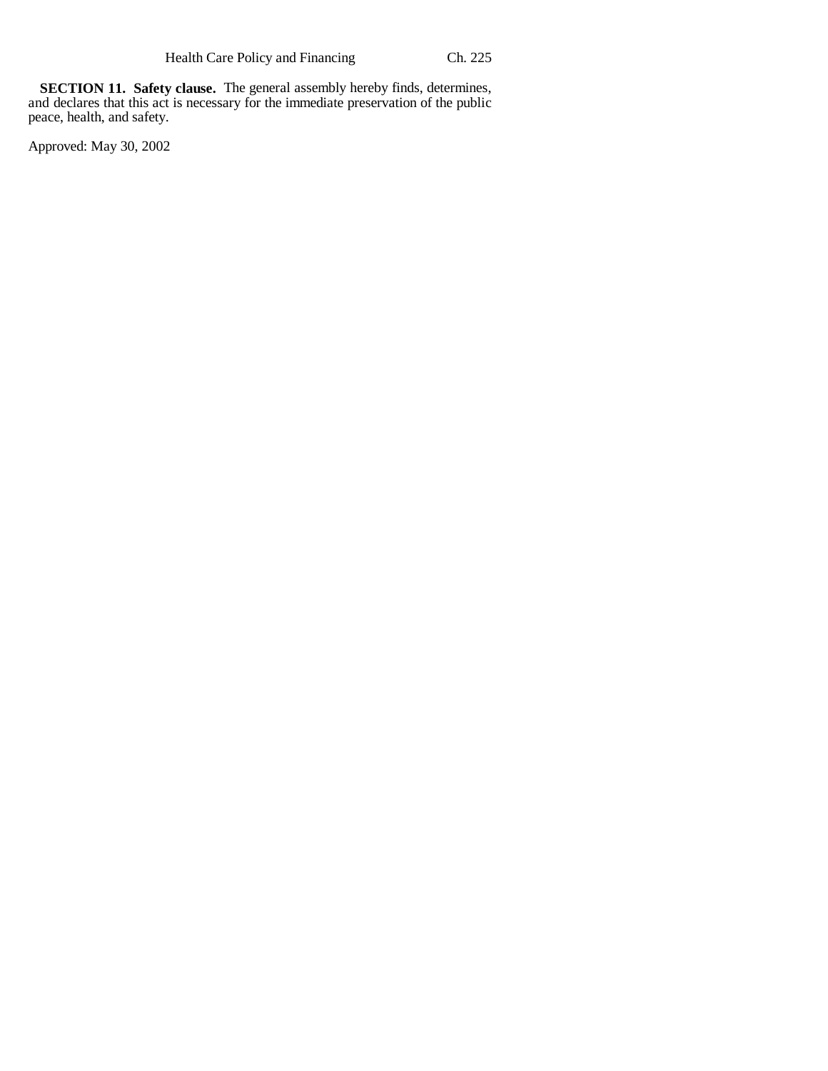**SECTION 11. Safety clause.** The general assembly hereby finds, determines, and declares that this act is necessary for the immediate preservation of the public peace, health, and safety.

Approved: May 30, 2002